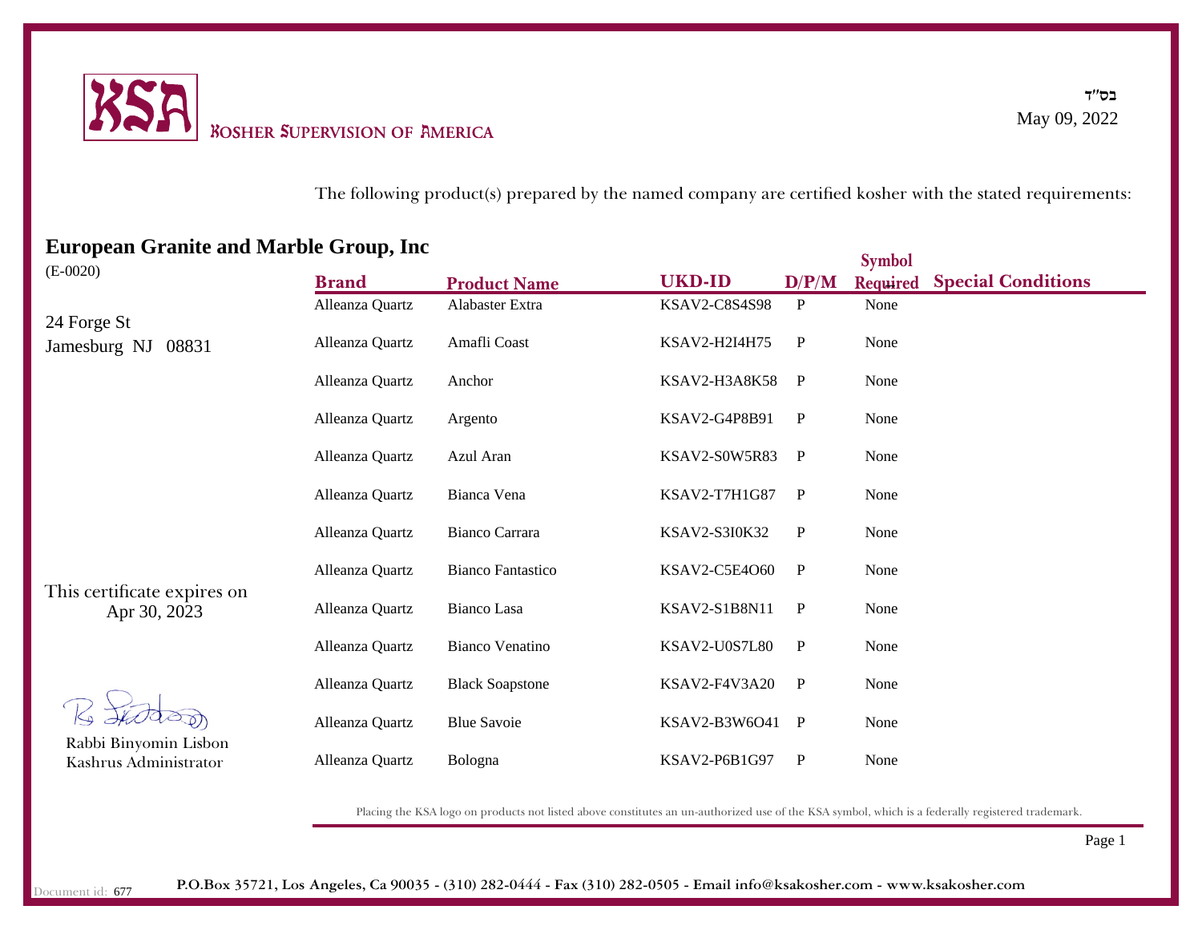בס"ד

**KSA** KOSHER SUPERVISION OF AMERICA

May 09, 2022

The following product(s) prepared by the named company are certified kosher with the stated requirements:

## European Granite and Marble Group, Inc

(E-0020)

24 Forge St
Jamesburg NJ 08831

| Brand | Product Name | UKD-ID | D/P/M | Symbol Required | Special Conditions |
|---|---|---|---|---|---|
| Alleanza Quartz | Alabaster Extra | KSAV2-C8S4S98 | P | None | |
| Alleanza Quartz | Amafli Coast | KSAV2-H2I4H75 | P | None | |
| Alleanza Quartz | Anchor | KSAV2-H3A8K58 | P | None | |
| Alleanza Quartz | Argento | KSAV2-G4P8B91 | P | None | |
| Alleanza Quartz | Azul Aran | KSAV2-S0W5R83 | P | None | |
| Alleanza Quartz | Bianca Vena | KSAV2-T7H1G87 | P | None | |
| Alleanza Quartz | Bianco Carrara | KSAV2-S3I0K32 | P | None | |
| Alleanza Quartz | Bianco Fantastico | KSAV2-C5E4O60 | P | None | |
| Alleanza Quartz | Bianco Lasa | KSAV2-S1B8N11 | P | None | |
| Alleanza Quartz | Bianco Venatino | KSAV2-U0S7L80 | P | None | |
| Alleanza Quartz | Black Soapstone | KSAV2-F4V3A20 | P | None | |
| Alleanza Quartz | Blue Savoie | KSAV2-B3W6O41 | P | None | |
| Alleanza Quartz | Bologna | KSAV2-P6B1G97 | P | None | |

This certificate expires on Apr 30, 2023

Rabbi Binyomin Lisbon
Kashrus Administrator

Placing the KSA logo on products not listed above constitutes an un-authorized use of the KSA symbol, which is a federally registered trademark.

Document id: 677

**P.O.Box 35721, Los Angeles, Ca 90035 - (310) 282-0444 - Fax (310) 282-0505 - Email info@ksakosher.com - www.ksakosher.com**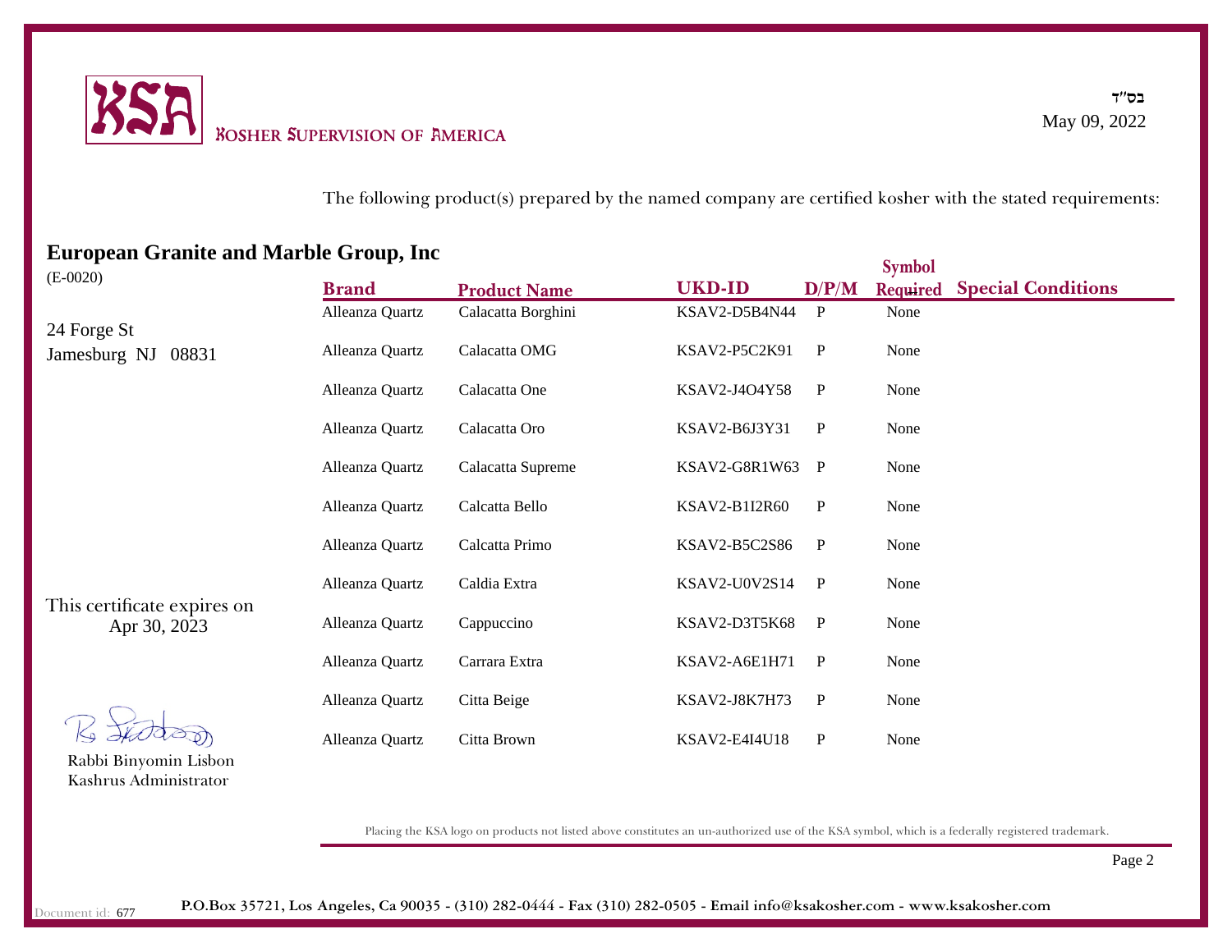KSA

KOSHER SUPERVISION OF AMERICA

בס"ד

May 09, 2022

The following product(s) prepared by the named company are certified kosher with the stated requirements:

**European Granite and Marble Group, Inc**

(E-0020)

24 Forge St
Jamesburg NJ 08831

| Brand | Product Name | UKD-ID | D/P/M | Symbol Required | Special Conditions |
|---|---|---|---|---|---|
| Alleanza Quartz | Calacatta Borghini | KSAV2-D5B4N44 | P | None | |
| Alleanza Quartz | Calacatta OMG | KSAV2-P5C2K91 | P | None | |
| Alleanza Quartz | Calacatta One | KSAV2-J4O4Y58 | P | None | |
| Alleanza Quartz | Calacatta Oro | KSAV2-B6J3Y31 | P | None | |
| Alleanza Quartz | Calacatta Supreme | KSAV2-G8R1W63 | P | None | |
| Alleanza Quartz | Calcatta Bello | KSAV2-B1I2R60 | P | None | |
| Alleanza Quartz | Calcatta Primo | KSAV2-B5C2S86 | P | None | |
| Alleanza Quartz | Caldia Extra | KSAV2-U0V2S14 | P | None | |
| Alleanza Quartz | Cappuccino | KSAV2-D3T5K68 | P | None | |
| Alleanza Quartz | Carrara Extra | KSAV2-A6E1H71 | P | None | |
| Alleanza Quartz | Citta Beige | KSAV2-J8K7H73 | P | None | |
| Alleanza Quartz | Citta Brown | KSAV2-E4I4U18 | P | None | |

This certificate expires on
Apr 30, 2023

Rabbi Binyomin Lisbon
Kashrus Administrator

Placing the KSA logo on products not listed above constitutes an un-authorized use of the KSA symbol, which is a federally registered trademark.

Document id: 677

**P.O.Box 35721, Los Angeles, Ca 90035 - (310) 282-0444 - Fax (310) 282-0505 - Email info@ksakosher.com - www.ksakosher.com**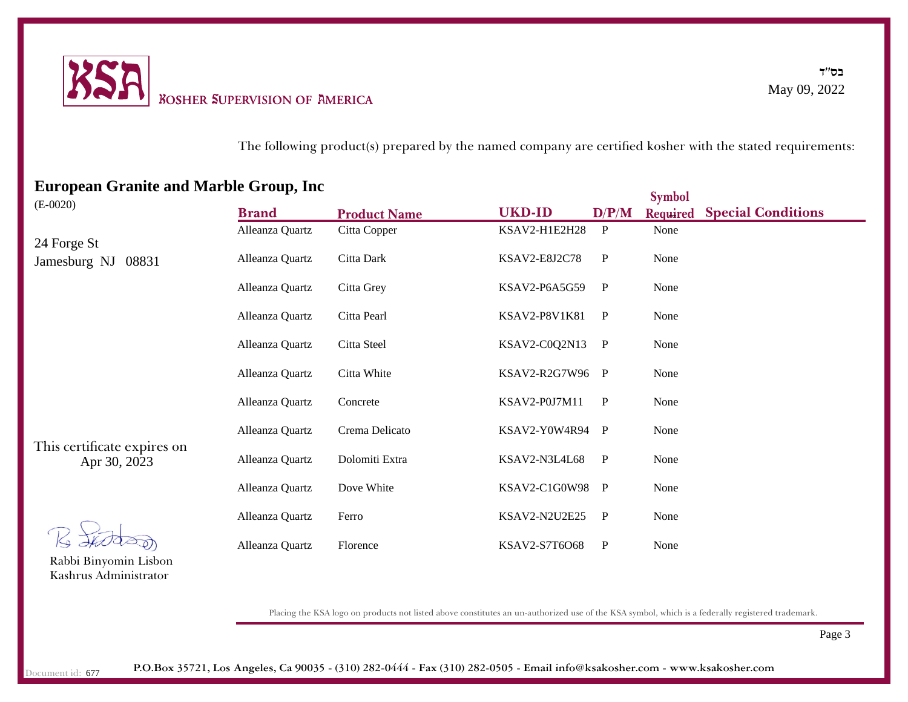KSA Kosher Supervision of America

בס"ד

May 09, 2022

The following product(s) prepared by the named company are certified kosher with the stated requirements:

## European Granite and Marble Group, Inc

(E-0020)

24 Forge St
Jamesburg NJ 08831

| Brand | Product Name | UKD-ID | D/P/M | Symbol Required | Special Conditions |
|---|---|---|---|---|---|
| Alleanza Quartz | Citta Copper | KSAV2-H1E2H28 | P | None | |
| Alleanza Quartz | Citta Dark | KSAV2-E8J2C78 | P | None | |
| Alleanza Quartz | Citta Grey | KSAV2-P6A5G59 | P | None | |
| Alleanza Quartz | Citta Pearl | KSAV2-P8V1K81 | P | None | |
| Alleanza Quartz | Citta Steel | KSAV2-C0Q2N13 | P | None | |
| Alleanza Quartz | Citta White | KSAV2-R2G7W96 | P | None | |
| Alleanza Quartz | Concrete | KSAV2-P0J7M11 | P | None | |
| Alleanza Quartz | Crema Delicato | KSAV2-Y0W4R94 | P | None | |
| Alleanza Quartz | Dolomiti Extra | KSAV2-N3L4L68 | P | None | |
| Alleanza Quartz | Dove White | KSAV2-C1G0W98 | P | None | |
| Alleanza Quartz | Ferro | KSAV2-N2U2E25 | P | None | |
| Alleanza Quartz | Florence | KSAV2-S7T6O68 | P | None | |

This certificate expires on Apr 30, 2023

Rabbi Binyomin Lisbon
Kashrus Administrator

Placing the KSA logo on products not listed above constitutes an un-authorized use of the KSA symbol, which is a federally registered trademark.

Document id: 677

P.O.Box 35721, Los Angeles, Ca 90035 - (310) 282-0444 - Fax (310) 282-0505 - Email info@ksakosher.com - www.ksakosher.com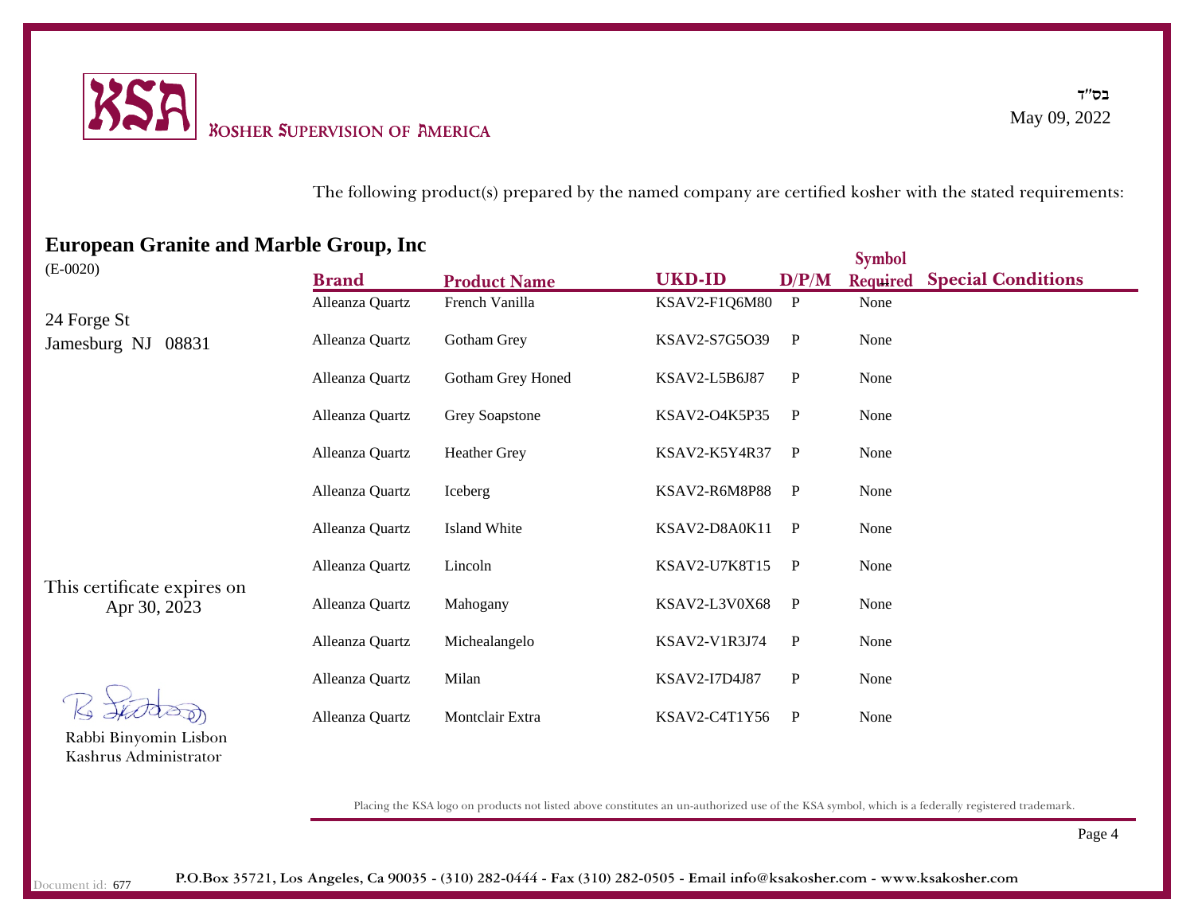KSA

KOSHER SUPERVISION OF AMERICA

בס"ד

May 09, 2022

The following product(s) prepared by the named company are certified kosher with the stated requirements:

## European Granite and Marble Group, Inc

(E-0020)

24 Forge St
Jamesburg NJ 08831

| Brand | Product Name | UKD-ID | D/P/M | Symbol Required | Special Conditions |
|---|---|---|---|---|---|
| Alleanza Quartz | French Vanilla | KSAV2-F1Q6M80 | P | None | |
| Alleanza Quartz | Gotham Grey | KSAV2-S7G5O39 | P | None | |
| Alleanza Quartz | Gotham Grey Honed | KSAV2-L5B6J87 | P | None | |
| Alleanza Quartz | Grey Soapstone | KSAV2-O4K5P35 | P | None | |
| Alleanza Quartz | Heather Grey | KSAV2-K5Y4R37 | P | None | |
| Alleanza Quartz | Iceberg | KSAV2-R6M8P88 | P | None | |
| Alleanza Quartz | Island White | KSAV2-D8A0K11 | P | None | |
| Alleanza Quartz | Lincoln | KSAV2-U7K8T15 | P | None | |
| Alleanza Quartz | Mahogany | KSAV2-L3V0X68 | P | None | |
| Alleanza Quartz | Michealangelo | KSAV2-V1R3J74 | P | None | |
| Alleanza Quartz | Milan | KSAV2-I7D4J87 | P | None | |
| Alleanza Quartz | Montclair Extra | KSAV2-C4T1Y56 | P | None | |

This certificate expires on Apr 30, 2023

Rabbi Binyomin Lisbon
Kashrus Administrator

Placing the KSA logo on products not listed above constitutes an un-authorized use of the KSA symbol, which is a federally registered trademark.

Document id: 677

**P.O.Box 35721, Los Angeles, Ca 90035 - (310) 282-0444 - Fax (310) 282-0505 - Email info@ksakosher.com - www.ksakosher.com**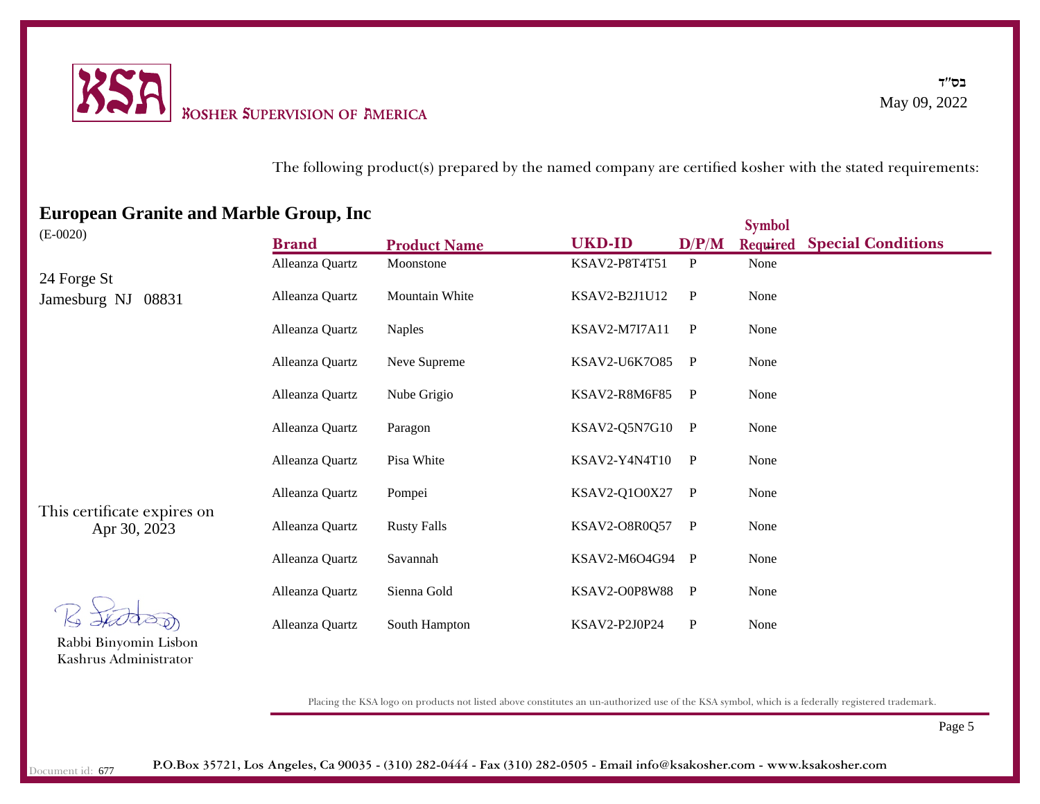KSA KOSHER SUPERVISION OF AMERICA

בס"ד

May 09, 2022

The following product(s) prepared by the named company are certified kosher with the stated requirements:

## European Granite and Marble Group, Inc

(E-0020)

24 Forge St
Jamesburg NJ 08831

| Brand | Product Name | UKD-ID | D/P/M | Symbol Required | Special Conditions |
|---|---|---|---|---|---|
| Alleanza Quartz | Moonstone | KSAV2-P8T4T51 | P | None | |
| Alleanza Quartz | Mountain White | KSAV2-B2J1U12 | P | None | |
| Alleanza Quartz | Naples | KSAV2-M7I7A11 | P | None | |
| Alleanza Quartz | Neve Supreme | KSAV2-U6K7O85 | P | None | |
| Alleanza Quartz | Nube Grigio | KSAV2-R8M6F85 | P | None | |
| Alleanza Quartz | Paragon | KSAV2-Q5N7G10 | P | None | |
| Alleanza Quartz | Pisa White | KSAV2-Y4N4T10 | P | None | |
| Alleanza Quartz | Pompei | KSAV2-Q1O0X27 | P | None | |
| Alleanza Quartz | Rusty Falls | KSAV2-O8R0Q57 | P | None | |
| Alleanza Quartz | Savannah | KSAV2-M6O4G94 | P | None | |
| Alleanza Quartz | Sienna Gold | KSAV2-O0P8W88 | P | None | |
| Alleanza Quartz | South Hampton | KSAV2-P2J0P24 | P | None | |

This certificate expires on Apr 30, 2023

Rabbi Binyomin Lisbon
Kashrus Administrator

Placing the KSA logo on products not listed above constitutes an un-authorized use of the KSA symbol, which is a federally registered trademark.

Document id: 677

P.O.Box 35721, Los Angeles, Ca 90035 - (310) 282-0444 - Fax (310) 282-0505 - Email info@ksakosher.com - www.ksakosher.com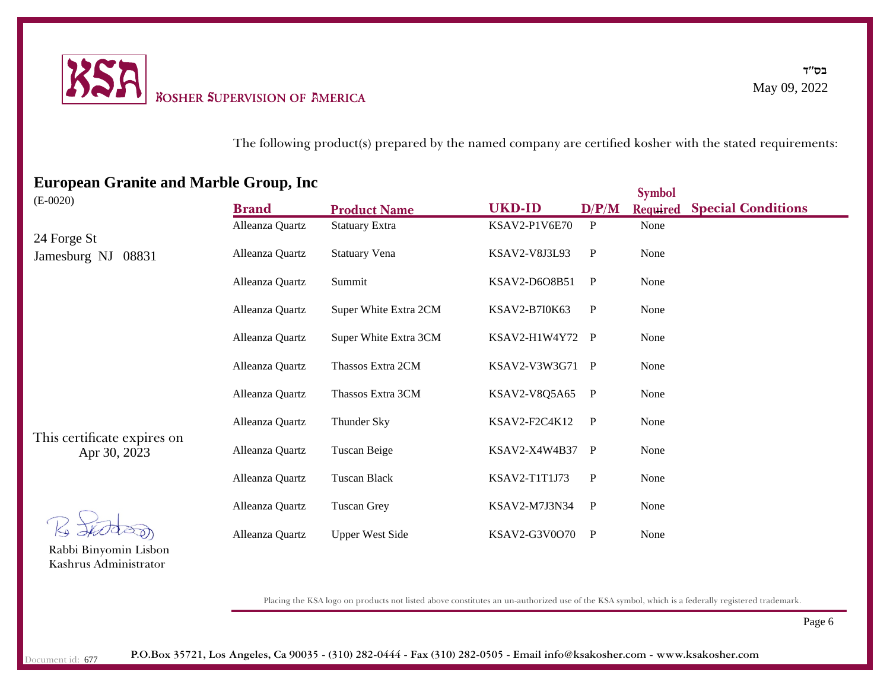KSA

KOSHER SUPERVISION OF AMERICA

בס"ד

May 09, 2022

The following product(s) prepared by the named company are certified kosher with the stated requirements:

## European Granite and Marble Group, Inc

(E-0020)

24 Forge St
Jamesburg NJ 08831

| Brand | Product Name | UKD-ID | D/P/M | Symbol Required | Special Conditions |
|---|---|---|---|---|---|
| Alleanza Quartz | Statuary Extra | KSAV2-P1V6E70 | P | None | |
| Alleanza Quartz | Statuary Vena | KSAV2-V8J3L93 | P | None | |
| Alleanza Quartz | Summit | KSAV2-D6O8B51 | P | None | |
| Alleanza Quartz | Super White Extra 2CM | KSAV2-B7I0K63 | P | None | |
| Alleanza Quartz | Super White Extra 3CM | KSAV2-H1W4Y72 | P | None | |
| Alleanza Quartz | Thassos Extra 2CM | KSAV2-V3W3G71 | P | None | |
| Alleanza Quartz | Thassos Extra 3CM | KSAV2-V8Q5A65 | P | None | |
| Alleanza Quartz | Thunder Sky | KSAV2-F2C4K12 | P | None | |
| Alleanza Quartz | Tuscan Beige | KSAV2-X4W4B37 | P | None | |
| Alleanza Quartz | Tuscan Black | KSAV2-T1T1J73 | P | None | |
| Alleanza Quartz | Tuscan Grey | KSAV2-M7J3N34 | P | None | |
| Alleanza Quartz | Upper West Side | KSAV2-G3V0O70 | P | None | |

This certificate expires on Apr 30, 2023

Rabbi Binyomin Lisbon
Kashrus Administrator

Placing the KSA logo on products not listed above constitutes an un-authorized use of the KSA symbol, which is a federally registered trademark.

Document id: 677

P.O.Box 35721, Los Angeles, Ca 90035 - (310) 282-0444 - Fax (310) 282-0505 - Email info@ksakosher.com - www.ksakosher.com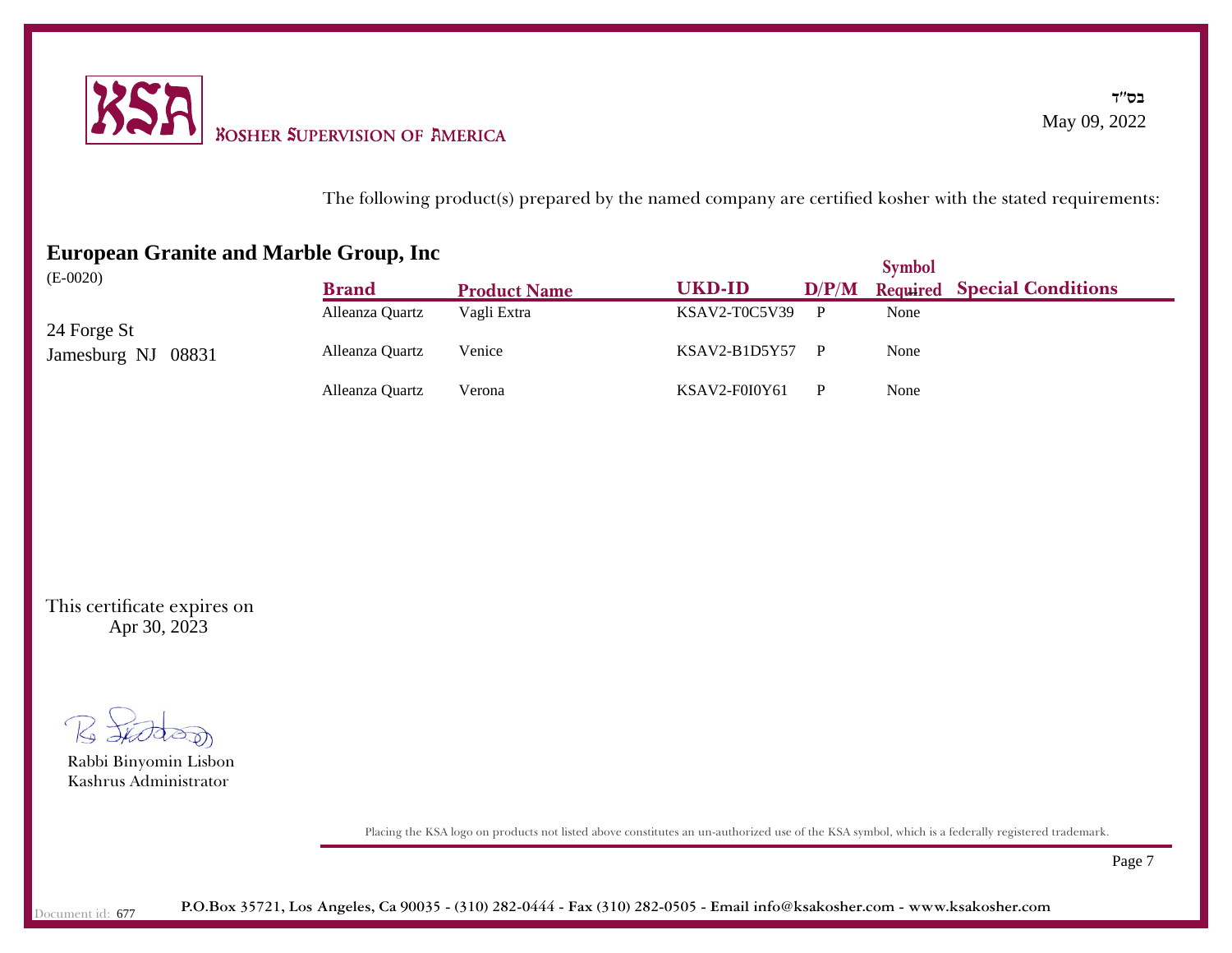KSA KOSHER SUPERVISION OF AMERICA

בס"ד
May 09, 2022

The following product(s) prepared by the named company are certified kosher with the stated requirements:

**European Granite and Marble Group, Inc**
(E-0020)

24 Forge St
Jamesburg NJ 08831

| Brand | Product Name | UKD-ID | D/P/M | Symbol Required | Special Conditions |
|---|---|---|---|---|---|
| Alleanza Quartz | Vagli Extra | KSAV2-T0C5V39 | P | None | |
| Alleanza Quartz | Venice | KSAV2-B1D5Y57 | P | None | |
| Alleanza Quartz | Verona | KSAV2-F0I0Y61 | P | None | |

This certificate expires on
Apr 30, 2023

Rabbi Binyomin Lisbon
Kashrus Administrator

Placing the KSA logo on products not listed above constitutes an un-authorized use of the KSA symbol, which is a federally registered trademark.

Document id: 677

P.O.Box 35721, Los Angeles, Ca 90035 - (310) 282-0444 - Fax (310) 282-0505 - Email info@ksakosher.com - www.ksakosher.com